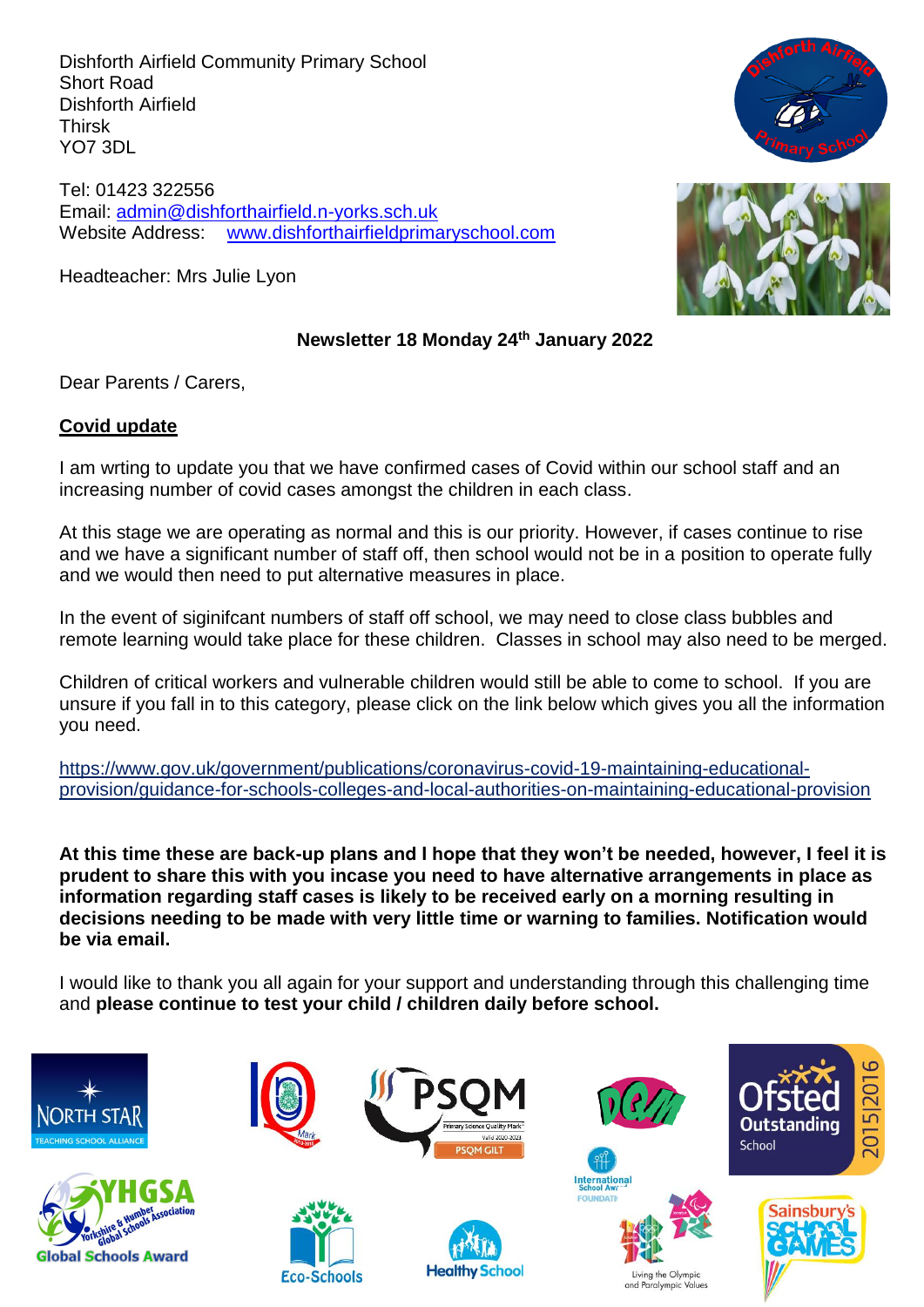Dishforth Airfield Community Primary School
Short Road
Dishforth Airfield
Thirsk
YO7 3DL

Tel: 01423 322556
Email: admin@dishforthairfield.n-yorks.sch.uk
Website Address: www.dishforthairfieldprimaryschool.com

Headteacher: Mrs Julie Lyon

**Newsletter 18 Monday 24th January 2022**

Dear Parents / Carers,

## Covid update

I am wrting to update you that we have confirmed cases of Covid within our school staff and an increasing number of covid cases amongst the children in each class.

At this stage we are operating as normal and this is our priority. However, if cases continue to rise and we have a significant number of staff off, then school would not be in a position to operate fully and we would then need to put alternative measures in place.

In the event of siginifcant numbers of staff off school, we may need to close class bubbles and remote learning would take place for these children. Classes in school may also need to be merged.

Children of critical workers and vulnerable children would still be able to come to school. If you are unsure if you fall in to this category, please click on the link below which gives you all the information you need.

https://www.gov.uk/government/publications/coronavirus-covid-19-maintaining-educational-provision/guidance-for-schools-colleges-and-local-authorities-on-maintaining-educational-provision

**At this time these are back-up plans and I hope that they won't be needed, however, I feel it is prudent to share this with you incase you need to have alternative arrangements in place as information regarding staff cases is likely to be received early on a morning resulting in decisions needing to be made with very little time or warning to families. Notification would be via email.**

I would like to thank you all again for your support and understanding through this challenging time and **please continue to test your child / children daily before school.**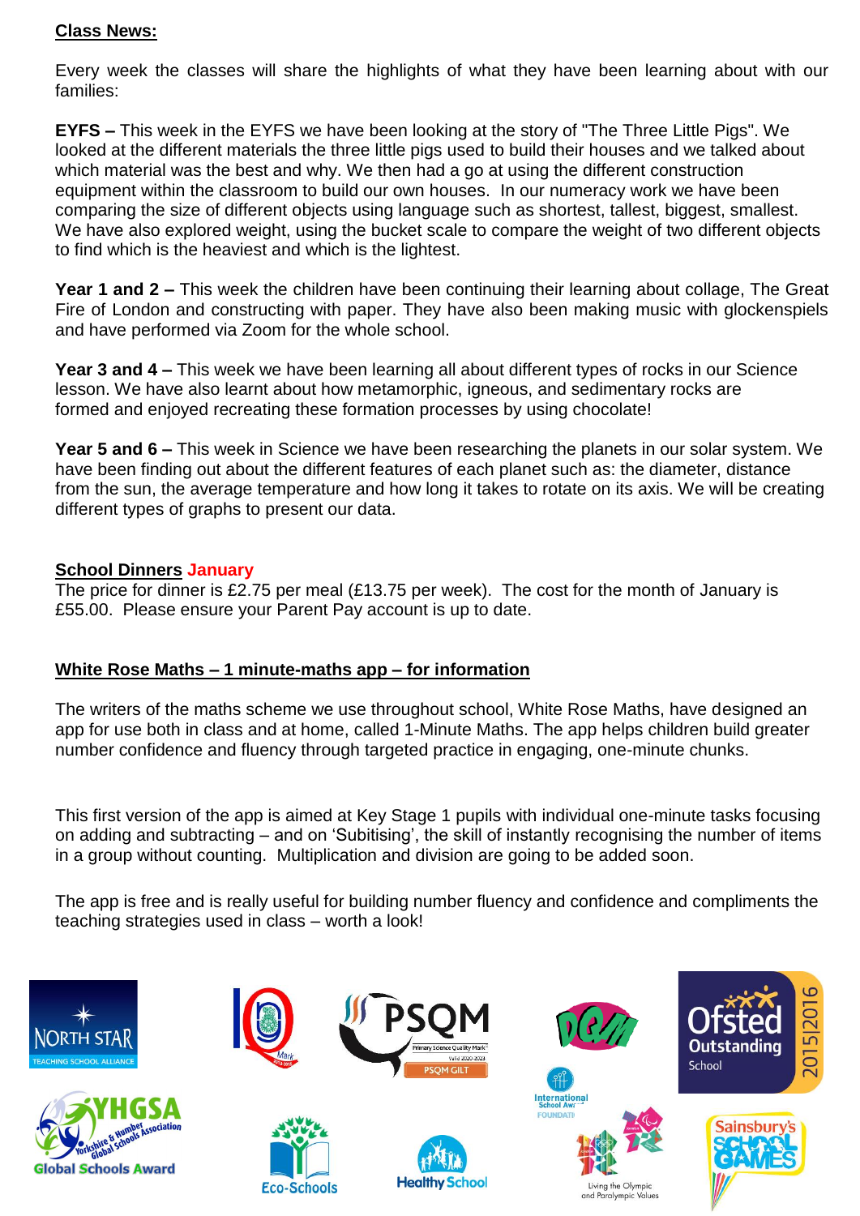**Class News:**

Every week the classes will share the highlights of what they have been learning about with our families:

**EYFS –** This week in the EYFS we have been looking at the story of "The Three Little Pigs". We looked at the different materials the three little pigs used to build their houses and we talked about which material was the best and why. We then had a go at using the different construction equipment within the classroom to build our own houses. In our numeracy work we have been comparing the size of different objects using language such as shortest, tallest, biggest, smallest. We have also explored weight, using the bucket scale to compare the weight of two different objects to find which is the heaviest and which is the lightest.

**Year 1 and 2 –** This week the children have been continuing their learning about collage, The Great Fire of London and constructing with paper. They have also been making music with glockenspiels and have performed via Zoom for the whole school.

**Year 3 and 4 –** This week we have been learning all about different types of rocks in our Science lesson. We have also learnt about how metamorphic, igneous, and sedimentary rocks are formed and enjoyed recreating these formation processes by using chocolate!

**Year 5 and 6 –** This week in Science we have been researching the planets in our solar system. We have been finding out about the different features of each planet such as: the diameter, distance from the sun, the average temperature and how long it takes to rotate on its axis. We will be creating different types of graphs to present our data.

**School Dinners January**

The price for dinner is £2.75 per meal (£13.75 per week). The cost for the month of January is £55.00. Please ensure your Parent Pay account is up to date.

**White Rose Maths – 1 minute-maths app – for information**

The writers of the maths scheme we use throughout school, White Rose Maths, have designed an app for use both in class and at home, called 1-Minute Maths. The app helps children build greater number confidence and fluency through targeted practice in engaging, one-minute chunks.

This first version of the app is aimed at Key Stage 1 pupils with individual one-minute tasks focusing on adding and subtracting – and on 'Subitising', the skill of instantly recognising the number of items in a group without counting. Multiplication and division are going to be added soon.

The app is free and is really useful for building number fluency and confidence and compliments the teaching strategies used in class – worth a look!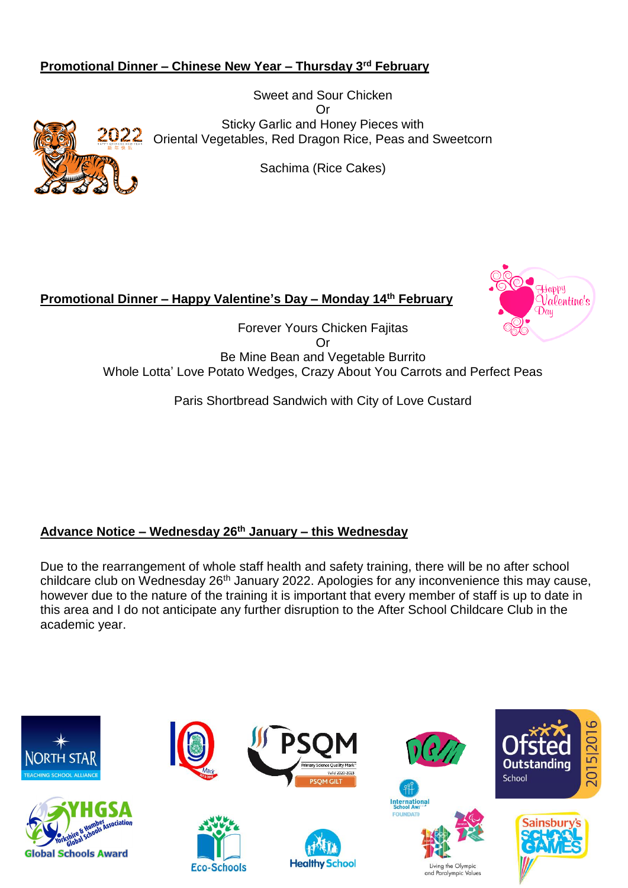## Promotional Dinner – Chinese New Year – Thursday 3rd February

Sweet and Sour Chicken
Or
Sticky Garlic and Honey Pieces with
Oriental Vegetables, Red Dragon Rice, Peas and Sweetcorn

Sachima (Rice Cakes)

## Promotional Dinner – Happy Valentine's Day – Monday 14th February

Forever Yours Chicken Fajitas
Or
Be Mine Bean and Vegetable Burrito
Whole Lotta' Love Potato Wedges, Crazy About You Carrots and Perfect Peas

Paris Shortbread Sandwich with City of Love Custard

## Advance Notice – Wednesday 26th January – this Wednesday

Due to the rearrangement of whole staff health and safety training, there will be no after school childcare club on Wednesday 26th January 2022. Apologies for any inconvenience this may cause, however due to the nature of the training it is important that every member of staff is up to date in this area and I do not anticipate any further disruption to the After School Childcare Club in the academic year.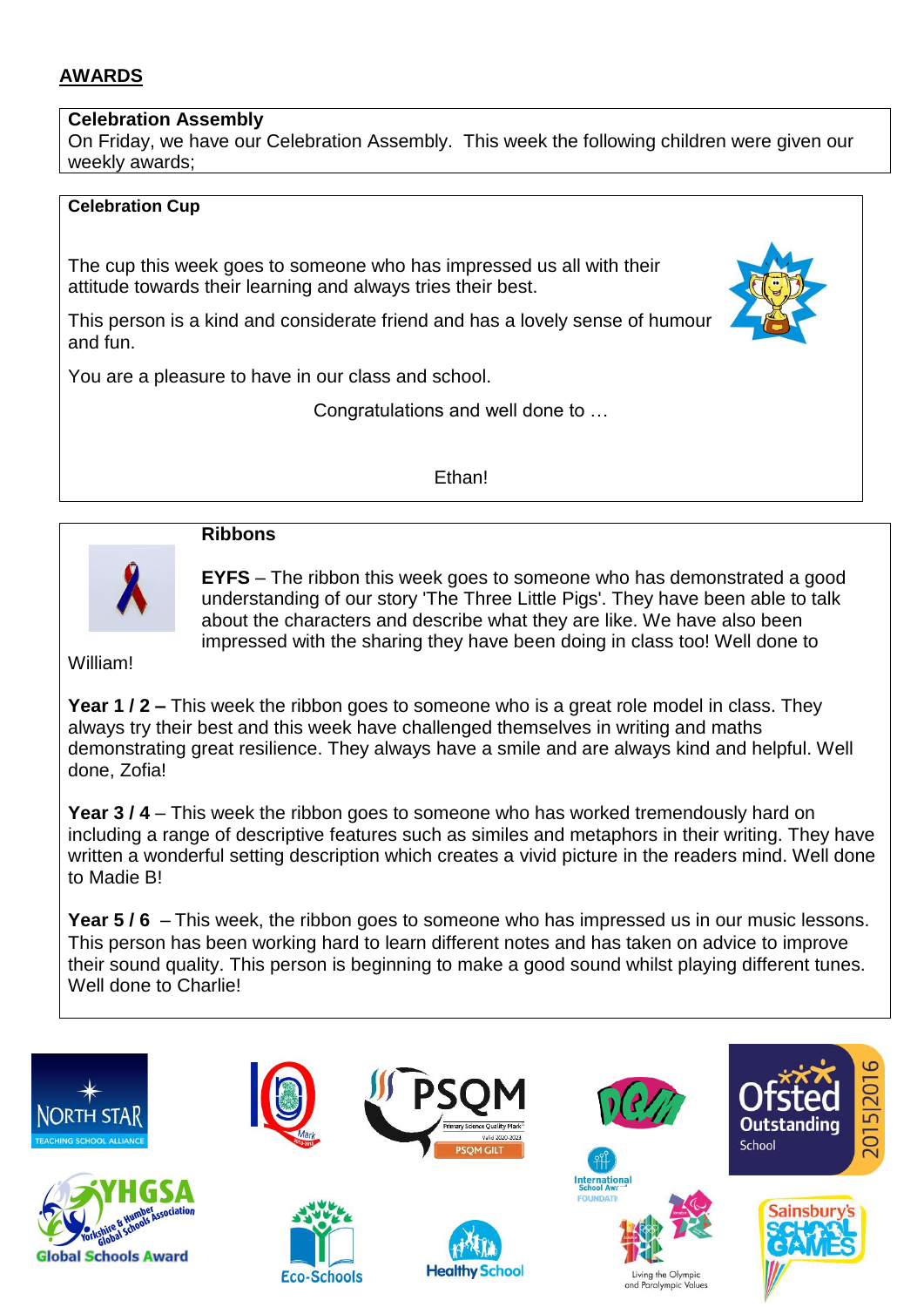## AWARDS

**Celebration Assembly**

On Friday, we have our Celebration Assembly. This week the following children were given our weekly awards;

**Celebration Cup**

The cup this week goes to someone who has impressed us all with their attitude towards their learning and always tries their best.

This person is a kind and considerate friend and has a lovely sense of humour and fun.

You are a pleasure to have in our class and school.

Congratulations and well done to …

Ethan!

**Ribbons**

**EYFS** – The ribbon this week goes to someone who has demonstrated a good understanding of our story 'The Three Little Pigs'. They have been able to talk about the characters and describe what they are like. We have also been impressed with the sharing they have been doing in class too! Well done to William!

**Year 1 / 2 –** This week the ribbon goes to someone who is a great role model in class. They always try their best and this week have challenged themselves in writing and maths demonstrating great resilience. They always have a smile and are always kind and helpful. Well done, Zofia!

**Year 3 / 4** – This week the ribbon goes to someone who has worked tremendously hard on including a range of descriptive features such as similes and metaphors in their writing. They have written a wonderful setting description which creates a vivid picture in the readers mind. Well done to Madie B!

**Year 5 / 6** – This week, the ribbon goes to someone who has impressed us in our music lessons. This person has been working hard to learn different notes and has taken on advice to improve their sound quality. This person is beginning to make a good sound whilst playing different tunes. Well done to Charlie!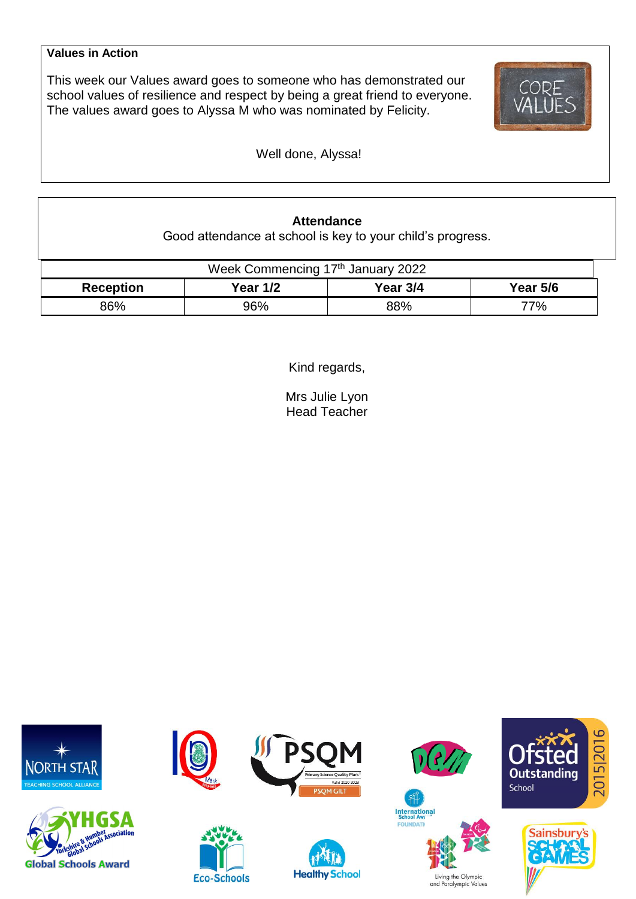**Values in Action**

This week our Values award goes to someone who has demonstrated our school values of resilience and respect by being a great friend to everyone. The values award goes to Alyssa M who was nominated by Felicity.

Well done, Alyssa!

**Attendance**

Good attendance at school is key to your child's progress.

| Week Commencing 17th January 2022 | | | |
|---|---|---|---|
| **Reception** | **Year 1/2** | **Year 3/4** | **Year 5/6** |
| 86% | 96% | 88% | 77% |

Kind regards,

Mrs Julie Lyon
Head Teacher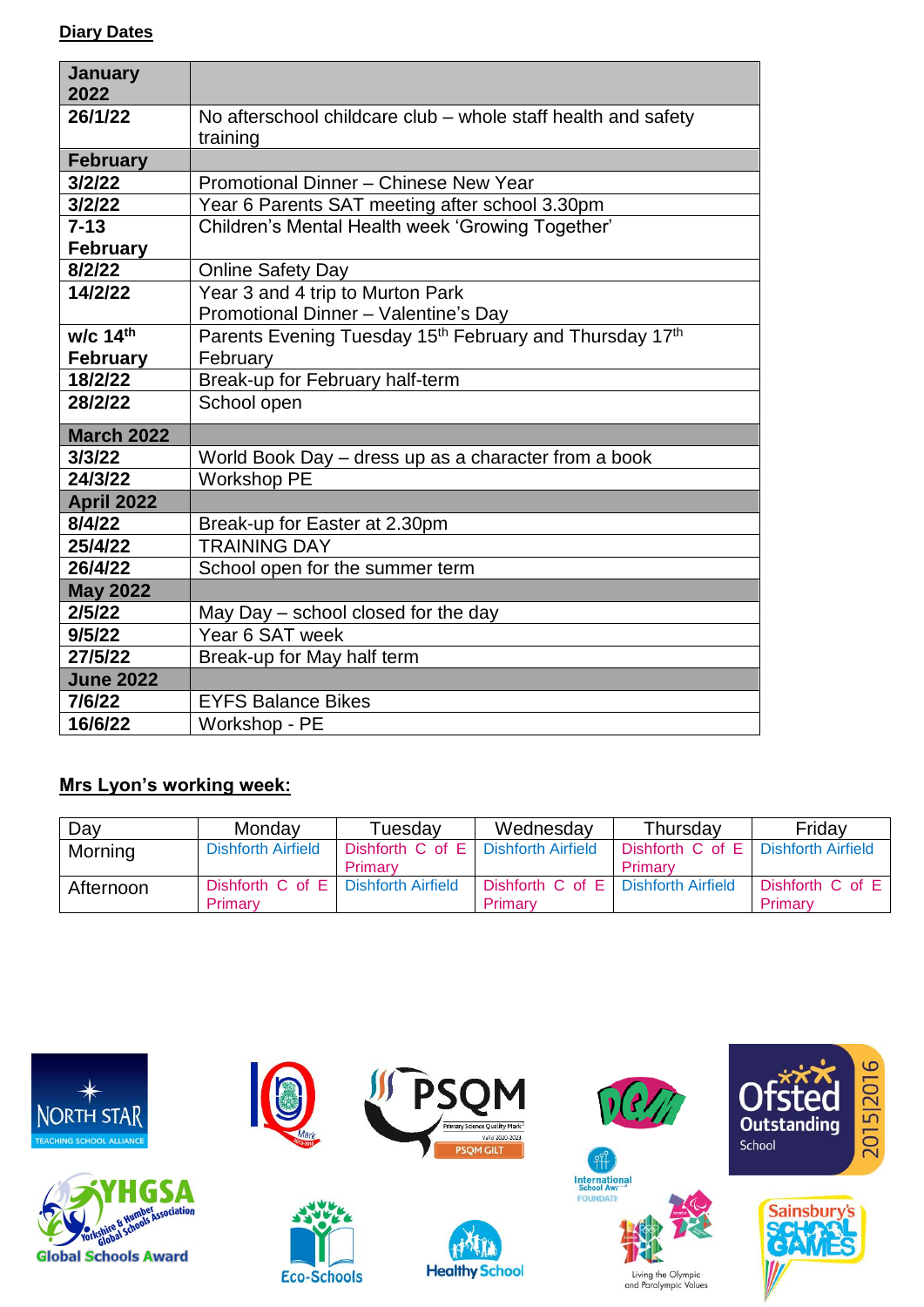**Diary Dates**

| | |
|---|---|
| **January 2022** | |
| **26/1/22** | No afterschool childcare club – whole staff health and safety training |
| **February** | |
| **3/2/22** | Promotional Dinner – Chinese New Year |
| **3/2/22** | Year 6 Parents SAT meeting after school 3.30pm |
| **7-13 February** | Children's Mental Health week 'Growing Together' |
| **8/2/22** | Online Safety Day |
| **14/2/22** | Year 3 and 4 trip to Murton Park<br>Promotional Dinner – Valentine's Day |
| **w/c 14th February** | Parents Evening Tuesday 15th February and Thursday 17th February |
| **18/2/22** | Break-up for February half-term |
| **28/2/22** | School open |
| **March 2022** | |
| **3/3/22** | World Book Day – dress up as a character from a book |
| **24/3/22** | Workshop PE |
| **April 2022** | |
| **8/4/22** | Break-up for Easter at 2.30pm |
| **25/4/22** | TRAINING DAY |
| **26/4/22** | School open for the summer term |
| **May 2022** | |
| **2/5/22** | May Day – school closed for the day |
| **9/5/22** | Year 6 SAT week |
| **27/5/22** | Break-up for May half term |
| **June 2022** | |
| **7/6/22** | EYFS Balance Bikes |
| **16/6/22** | Workshop - PE |

**Mrs Lyon's working week:**

| Day | Monday | Tuesday | Wednesday | Thursday | Friday |
|---|---|---|---|---|---|
| Morning | Dishforth Airfield | Dishforth C of E Primary | Dishforth Airfield | Dishforth C of E Primary | Dishforth Airfield |
| Afternoon | Dishforth C of E Primary | Dishforth Airfield | Dishforth C of E Primary | Dishforth Airfield | Dishforth C of E Primary |